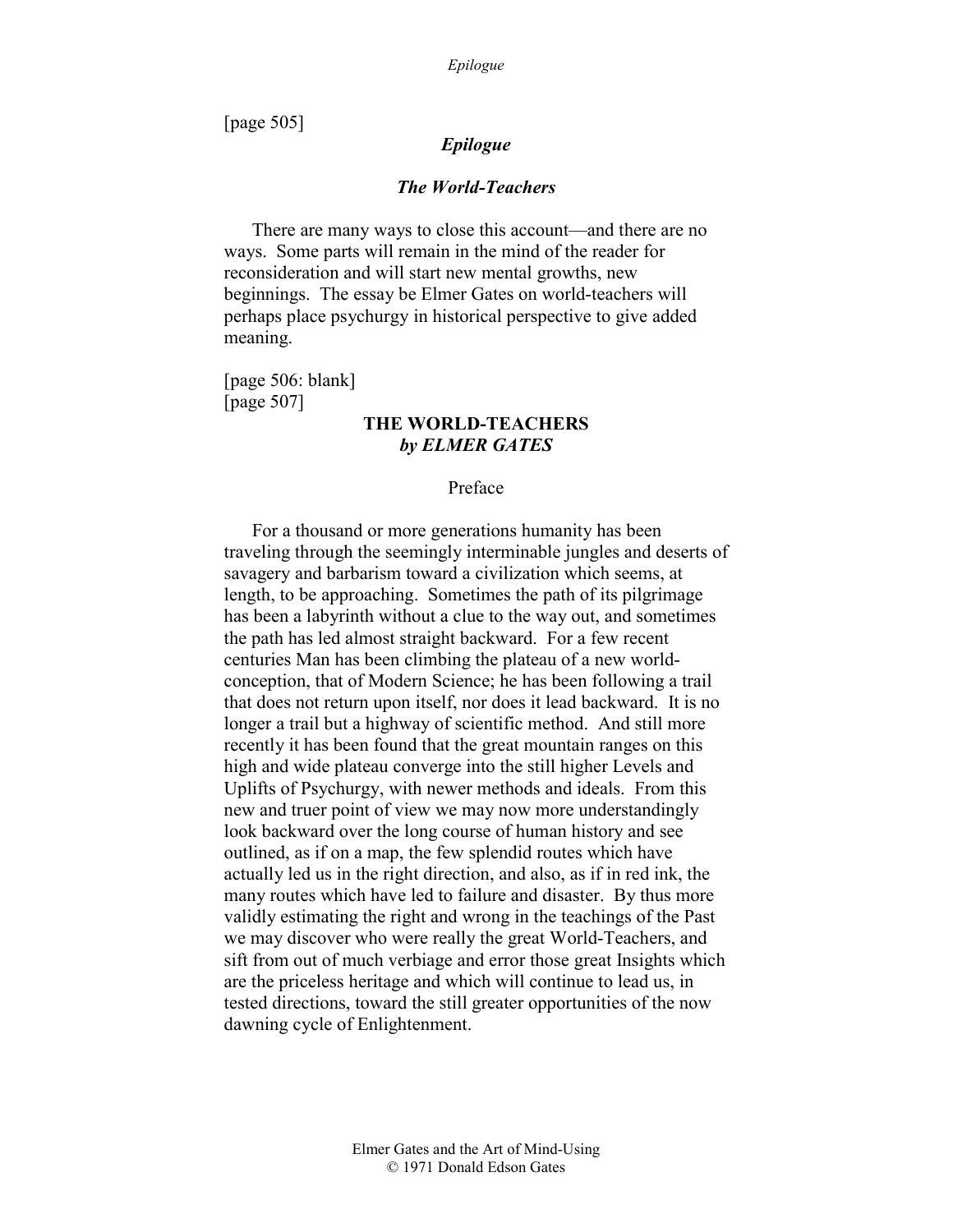[page 505]

## *Epilogue*

### *The World-Teachers*

There are many ways to close this account—and there are no ways. Some parts will remain in the mind of the reader for reconsideration and will start new mental growths, new beginnings. The essay be Elmer Gates on world-teachers will perhaps place psychurgy in historical perspective to give added meaning.

[page 506: blank]
[page 507]

# THE WORLD-TEACHERS
## *by ELMER GATES*

### Preface

For a thousand or more generations humanity has been traveling through the seemingly interminable jungles and deserts of savagery and barbarism toward a civilization which seems, at length, to be approaching. Sometimes the path of its pilgrimage has been a labyrinth without a clue to the way out, and sometimes the path has led almost straight backward. For a few recent centuries Man has been climbing the plateau of a new world-conception, that of Modern Science; he has been following a trail that does not return upon itself, nor does it lead backward. It is no longer a trail but a highway of scientific method. And still more recently it has been found that the great mountain ranges on this high and wide plateau converge into the still higher Levels and Uplifts of Psychurgy, with newer methods and ideals. From this new and truer point of view we may now more understandingly look backward over the long course of human history and see outlined, as if on a map, the few splendid routes which have actually led us in the right direction, and also, as if in red ink, the many routes which have led to failure and disaster. By thus more validly estimating the right and wrong in the teachings of the Past we may discover who were really the great World-Teachers, and sift from out of much verbiage and error those great Insights which are the priceless heritage and which will continue to lead us, in tested directions, toward the still greater opportunities of the now dawning cycle of Enlightenment.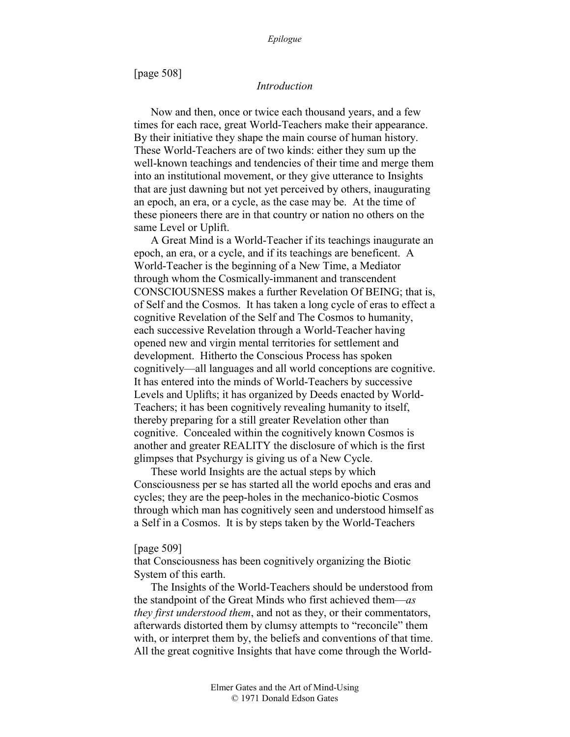[page 508]

## *Introduction*

Now and then, once or twice each thousand years, and a few times for each race, great World-Teachers make their appearance. By their initiative they shape the main course of human history. These World-Teachers are of two kinds: either they sum up the well-known teachings and tendencies of their time and merge them into an institutional movement, or they give utterance to Insights that are just dawning but not yet perceived by others, inaugurating an epoch, an era, or a cycle, as the case may be. At the time of these pioneers there are in that country or nation no others on the same Level or Uplift.

A Great Mind is a World-Teacher if its teachings inaugurate an epoch, an era, or a cycle, and if its teachings are beneficent. A World-Teacher is the beginning of a New Time, a Mediator through whom the Cosmically-immanent and transcendent CONSCIOUSNESS makes a further Revelation Of BEING; that is, of Self and the Cosmos. It has taken a long cycle of eras to effect a cognitive Revelation of the Self and The Cosmos to humanity, each successive Revelation through a World-Teacher having opened new and virgin mental territories for settlement and development. Hitherto the Conscious Process has spoken cognitively—all languages and all world conceptions are cognitive. It has entered into the minds of World-Teachers by successive Levels and Uplifts; it has organized by Deeds enacted by World-Teachers; it has been cognitively revealing humanity to itself, thereby preparing for a still greater Revelation other than cognitive. Concealed within the cognitively known Cosmos is another and greater REALITY the disclosure of which is the first glimpses that Psychurgy is giving us of a New Cycle.

These world Insights are the actual steps by which Consciousness per se has started all the world epochs and eras and cycles; they are the peep-holes in the mechanico-biotic Cosmos through which man has cognitively seen and understood himself as a Self in a Cosmos. It is by steps taken by the World-Teachers

[page 509]

that Consciousness has been cognitively organizing the Biotic System of this earth.

The Insights of the World-Teachers should be understood from the standpoint of the Great Minds who first achieved them—*as they first understood them*, and not as they, or their commentators, afterwards distorted them by clumsy attempts to "reconcile" them with, or interpret them by, the beliefs and conventions of that time. All the great cognitive Insights that have come through the World-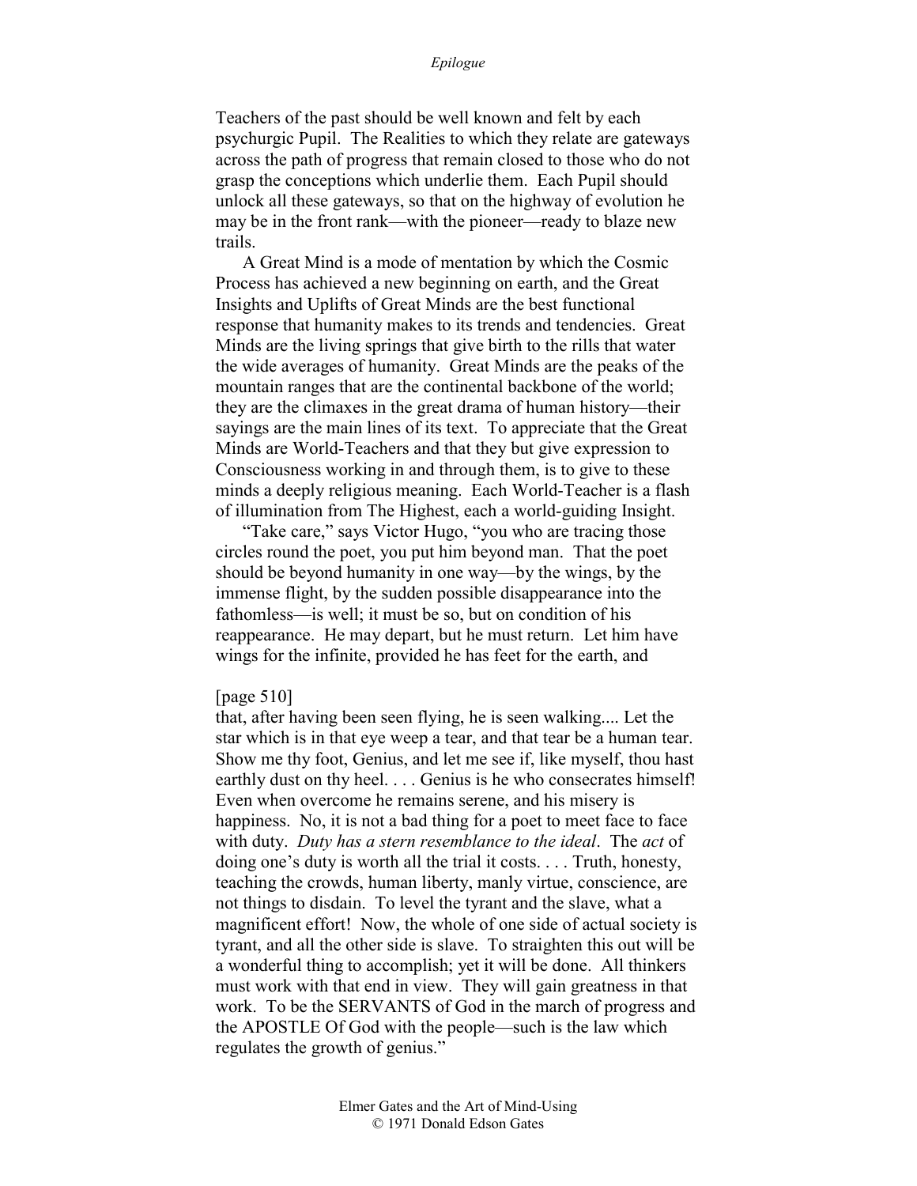Teachers of the past should be well known and felt by each psychurgic Pupil. The Realities to which they relate are gateways across the path of progress that remain closed to those who do not grasp the conceptions which underlie them. Each Pupil should unlock all these gateways, so that on the highway of evolution he may be in the front rank—with the pioneer—ready to blaze new trails.

A Great Mind is a mode of mentation by which the Cosmic Process has achieved a new beginning on earth, and the Great Insights and Uplifts of Great Minds are the best functional response that humanity makes to its trends and tendencies. Great Minds are the living springs that give birth to the rills that water the wide averages of humanity. Great Minds are the peaks of the mountain ranges that are the continental backbone of the world; they are the climaxes in the great drama of human history—their sayings are the main lines of its text. To appreciate that the Great Minds are World-Teachers and that they but give expression to Consciousness working in and through them, is to give to these minds a deeply religious meaning. Each World-Teacher is a flash of illumination from The Highest, each a world-guiding Insight.

"Take care," says Victor Hugo, "you who are tracing those circles round the poet, you put him beyond man. That the poet should be beyond humanity in one way—by the wings, by the immense flight, by the sudden possible disappearance into the fathomless—is well; it must be so, but on condition of his reappearance. He may depart, but he must return. Let him have wings for the infinite, provided he has feet for the earth, and

[page 510]

that, after having been seen flying, he is seen walking.... Let the star which is in that eye weep a tear, and that tear be a human tear. Show me thy foot, Genius, and let me see if, like myself, thou hast earthly dust on thy heel. . . . Genius is he who consecrates himself! Even when overcome he remains serene, and his misery is happiness. No, it is not a bad thing for a poet to meet face to face with duty. *Duty has a stern resemblance to the ideal*. The *act* of doing one's duty is worth all the trial it costs. . . . Truth, honesty, teaching the crowds, human liberty, manly virtue, conscience, are not things to disdain. To level the tyrant and the slave, what a magnificent effort! Now, the whole of one side of actual society is tyrant, and all the other side is slave. To straighten this out will be a wonderful thing to accomplish; yet it will be done. All thinkers must work with that end in view. They will gain greatness in that work. To be the SERVANTS of God in the march of progress and the APOSTLE Of God with the people—such is the law which regulates the growth of genius."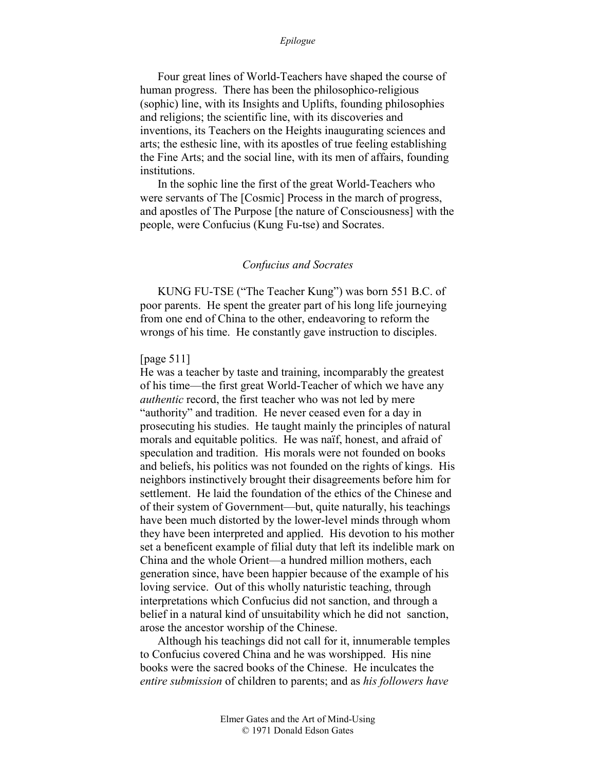Four great lines of World-Teachers have shaped the course of human progress. There has been the philosophico-religious (sophic) line, with its Insights and Uplifts, founding philosophies and religions; the scientific line, with its discoveries and inventions, its Teachers on the Heights inaugurating sciences and arts; the esthesic line, with its apostles of true feeling establishing the Fine Arts; and the social line, with its men of affairs, founding institutions.

In the sophic line the first of the great World-Teachers who were servants of The [Cosmic] Process in the march of progress, and apostles of The Purpose [the nature of Consciousness] with the people, were Confucius (Kung Fu-tse) and Socrates.

### *Confucius and Socrates*

KUNG FU-TSE ("The Teacher Kung") was born 551 B.C. of poor parents. He spent the greater part of his long life journeying from one end of China to the other, endeavoring to reform the wrongs of his time. He constantly gave instruction to disciples.

[page 511]

He was a teacher by taste and training, incomparably the greatest of his time—the first great World-Teacher of which we have any *authentic* record, the first teacher who was not led by mere "authority" and tradition. He never ceased even for a day in prosecuting his studies. He taught mainly the principles of natural morals and equitable politics. He was naïf, honest, and afraid of speculation and tradition. His morals were not founded on books and beliefs, his politics was not founded on the rights of kings. His neighbors instinctively brought their disagreements before him for settlement. He laid the foundation of the ethics of the Chinese and of their system of Government—but, quite naturally, his teachings have been much distorted by the lower-level minds through whom they have been interpreted and applied. His devotion to his mother set a beneficent example of filial duty that left its indelible mark on China and the whole Orient—a hundred million mothers, each generation since, have been happier because of the example of his loving service. Out of this wholly naturistic teaching, through interpretations which Confucius did not sanction, and through a belief in a natural kind of unsuitability which he did not sanction, arose the ancestor worship of the Chinese.

Although his teachings did not call for it, innumerable temples to Confucius covered China and he was worshipped. His nine books were the sacred books of the Chinese. He inculcates the *entire submission* of children to parents; and as *his followers have*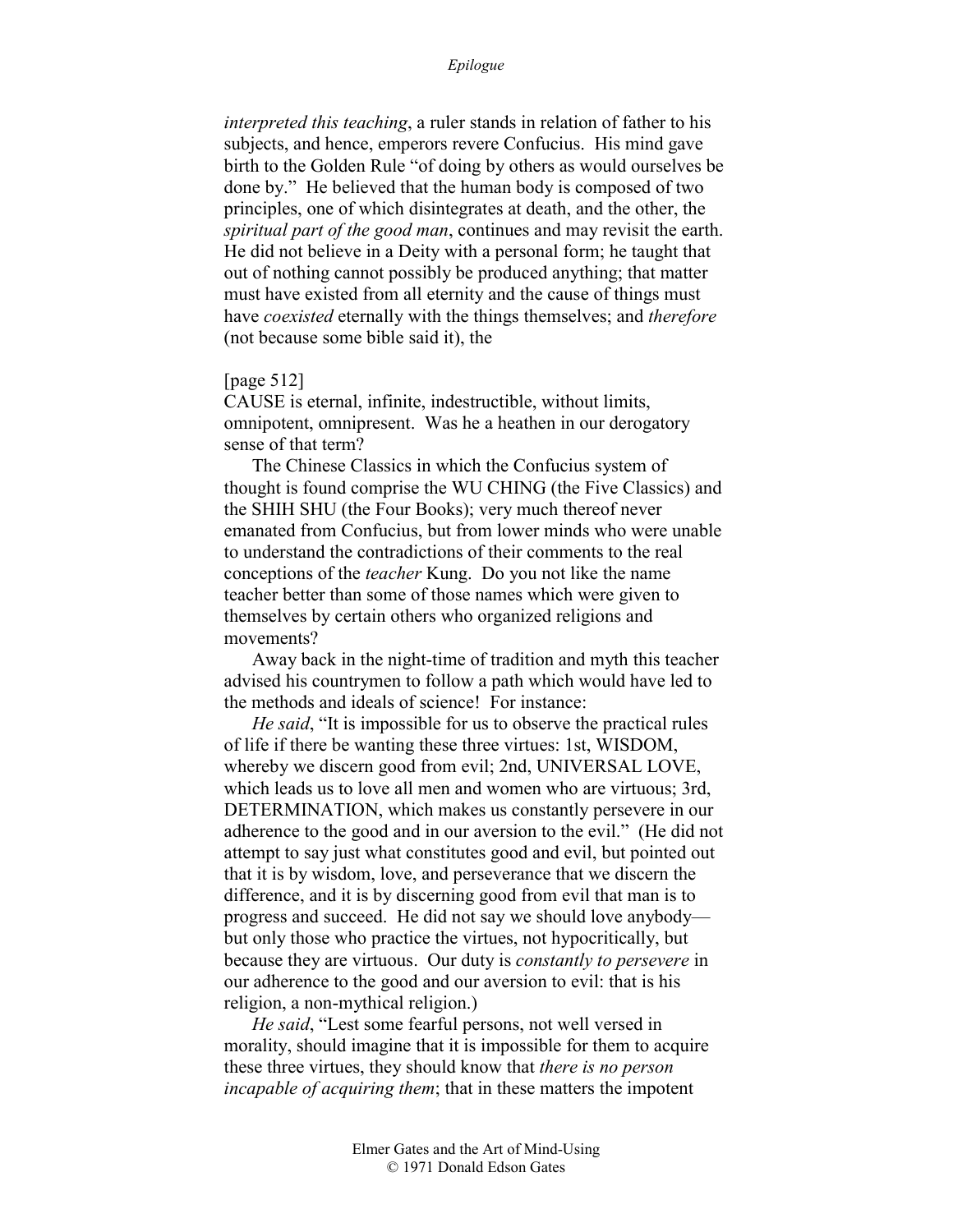*interpreted this teaching*, a ruler stands in relation of father to his subjects, and hence, emperors revere Confucius. His mind gave birth to the Golden Rule "of doing by others as would ourselves be done by." He believed that the human body is composed of two principles, one of which disintegrates at death, and the other, the *spiritual part of the good man*, continues and may revisit the earth. He did not believe in a Deity with a personal form; he taught that out of nothing cannot possibly be produced anything; that matter must have existed from all eternity and the cause of things must have *coexisted* eternally with the things themselves; and *therefore* (not because some bible said it), the

[page 512]

CAUSE is eternal, infinite, indestructible, without limits, omnipotent, omnipresent. Was he a heathen in our derogatory sense of that term?

The Chinese Classics in which the Confucius system of thought is found comprise the WU CHING (the Five Classics) and the SHIH SHU (the Four Books); very much thereof never emanated from Confucius, but from lower minds who were unable to understand the contradictions of their comments to the real conceptions of the *teacher* Kung. Do you not like the name teacher better than some of those names which were given to themselves by certain others who organized religions and movements?

Away back in the night-time of tradition and myth this teacher advised his countrymen to follow a path which would have led to the methods and ideals of science! For instance:

*He said*, "It is impossible for us to observe the practical rules of life if there be wanting these three virtues: 1st, WISDOM, whereby we discern good from evil; 2nd, UNIVERSAL LOVE, which leads us to love all men and women who are virtuous; 3rd, DETERMINATION, which makes us constantly persevere in our adherence to the good and in our aversion to the evil." (He did not attempt to say just what constitutes good and evil, but pointed out that it is by wisdom, love, and perseverance that we discern the difference, and it is by discerning good from evil that man is to progress and succeed. He did not say we should love anybody—but only those who practice the virtues, not hypocritically, but because they are virtuous. Our duty is *constantly to persevere* in our adherence to the good and our aversion to evil: that is his religion, a non-mythical religion.)

*He said*, "Lest some fearful persons, not well versed in morality, should imagine that it is impossible for them to acquire these three virtues, they should know that *there is no person incapable of acquiring them*; that in these matters the impotent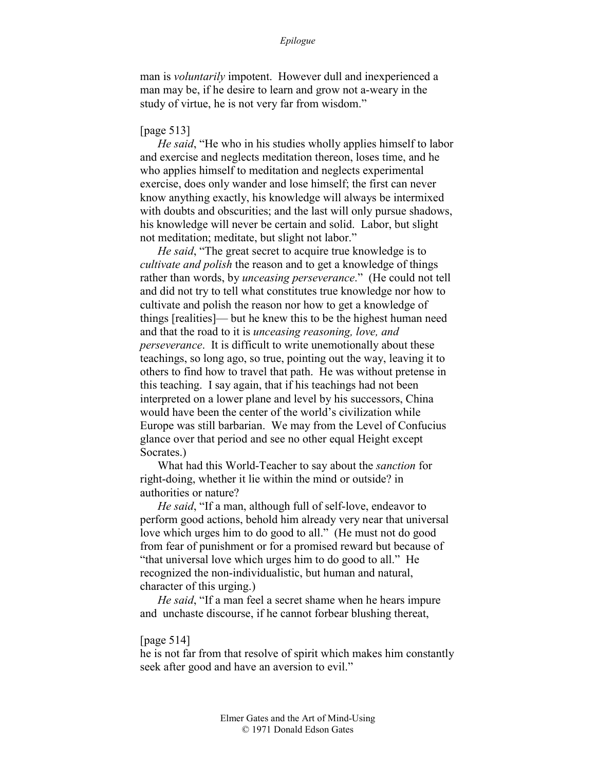man is *voluntarily* impotent. However dull and inexperienced a man may be, if he desire to learn and grow not a-weary in the study of virtue, he is not very far from wisdom."

[page 513]

*He said*, "He who in his studies wholly applies himself to labor and exercise and neglects meditation thereon, loses time, and he who applies himself to meditation and neglects experimental exercise, does only wander and lose himself; the first can never know anything exactly, his knowledge will always be intermixed with doubts and obscurities; and the last will only pursue shadows, his knowledge will never be certain and solid. Labor, but slight not meditation; meditate, but slight not labor."

*He said*, "The great secret to acquire true knowledge is to *cultivate and polish* the reason and to get a knowledge of things rather than words, by *unceasing perseverance*." (He could not tell and did not try to tell what constitutes true knowledge nor how to cultivate and polish the reason nor how to get a knowledge of things [realities]— but he knew this to be the highest human need and that the road to it is *unceasing reasoning, love, and perseverance*. It is difficult to write unemotionally about these teachings, so long ago, so true, pointing out the way, leaving it to others to find how to travel that path. He was without pretense in this teaching. I say again, that if his teachings had not been interpreted on a lower plane and level by his successors, China would have been the center of the world's civilization while Europe was still barbarian. We may from the Level of Confucius glance over that period and see no other equal Height except Socrates.)

What had this World-Teacher to say about the *sanction* for right-doing, whether it lie within the mind or outside? in authorities or nature?

*He said*, "If a man, although full of self-love, endeavor to perform good actions, behold him already very near that universal love which urges him to do good to all." (He must not do good from fear of punishment or for a promised reward but because of "that universal love which urges him to do good to all." He recognized the non-individualistic, but human and natural, character of this urging.)

*He said*, "If a man feel a secret shame when he hears impure and unchaste discourse, if he cannot forbear blushing thereat,

[page 514]

he is not far from that resolve of spirit which makes him constantly seek after good and have an aversion to evil."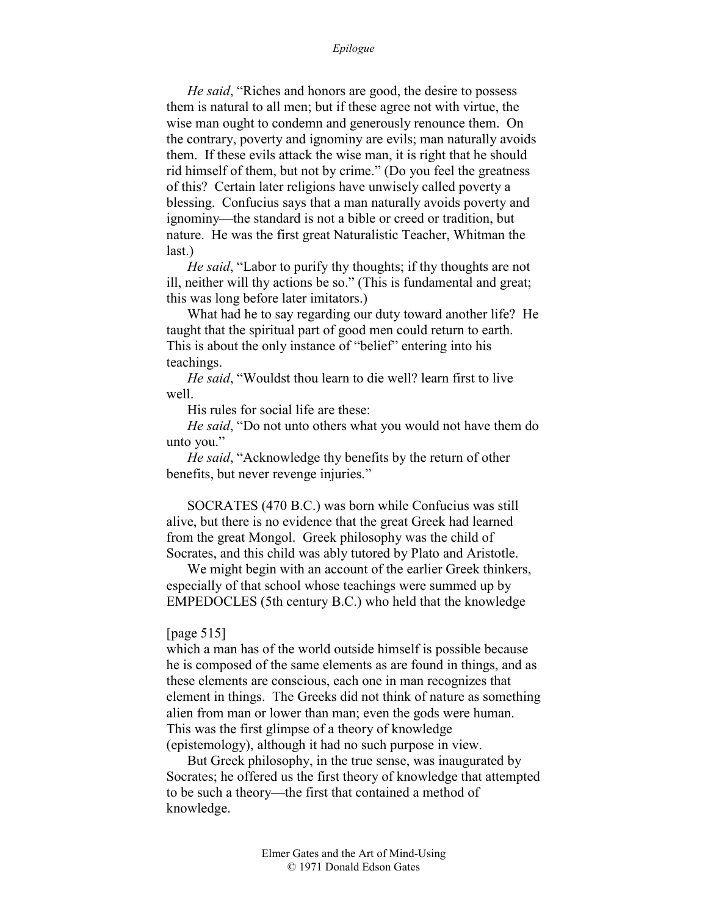*He said*, "Riches and honors are good, the desire to possess them is natural to all men; but if these agree not with virtue, the wise man ought to condemn and generously renounce them. On the contrary, poverty and ignominy are evils; man naturally avoids them. If these evils attack the wise man, it is right that he should rid himself of them, but not by crime." (Do you feel the greatness of this? Certain later religions have unwisely called poverty a blessing. Confucius says that a man naturally avoids poverty and ignominy—the standard is not a bible or creed or tradition, but nature. He was the first great Naturalistic Teacher, Whitman the last.)

*He said*, "Labor to purify thy thoughts; if thy thoughts are not ill, neither will thy actions be so." (This is fundamental and great; this was long before later imitators.)

What had he to say regarding our duty toward another life? He taught that the spiritual part of good men could return to earth. This is about the only instance of "belief" entering into his teachings.

*He said*, "Wouldst thou learn to die well? learn first to live well.

His rules for social life are these:

*He said*, "Do not unto others what you would not have them do unto you."

*He said*, "Acknowledge thy benefits by the return of other benefits, but never revenge injuries."

SOCRATES (470 B.C.) was born while Confucius was still alive, but there is no evidence that the great Greek had learned from the great Mongol. Greek philosophy was the child of Socrates, and this child was ably tutored by Plato and Aristotle.

We might begin with an account of the earlier Greek thinkers, especially of that school whose teachings were summed up by EMPEDOCLES (5th century B.C.) who held that the knowledge

[page 515]

which a man has of the world outside himself is possible because he is composed of the same elements as are found in things, and as these elements are conscious, each one in man recognizes that element in things. The Greeks did not think of nature as something alien from man or lower than man; even the gods were human. This was the first glimpse of a theory of knowledge (epistemology), although it had no such purpose in view.

But Greek philosophy, in the true sense, was inaugurated by Socrates; he offered us the first theory of knowledge that attempted to be such a theory—the first that contained a method of knowledge.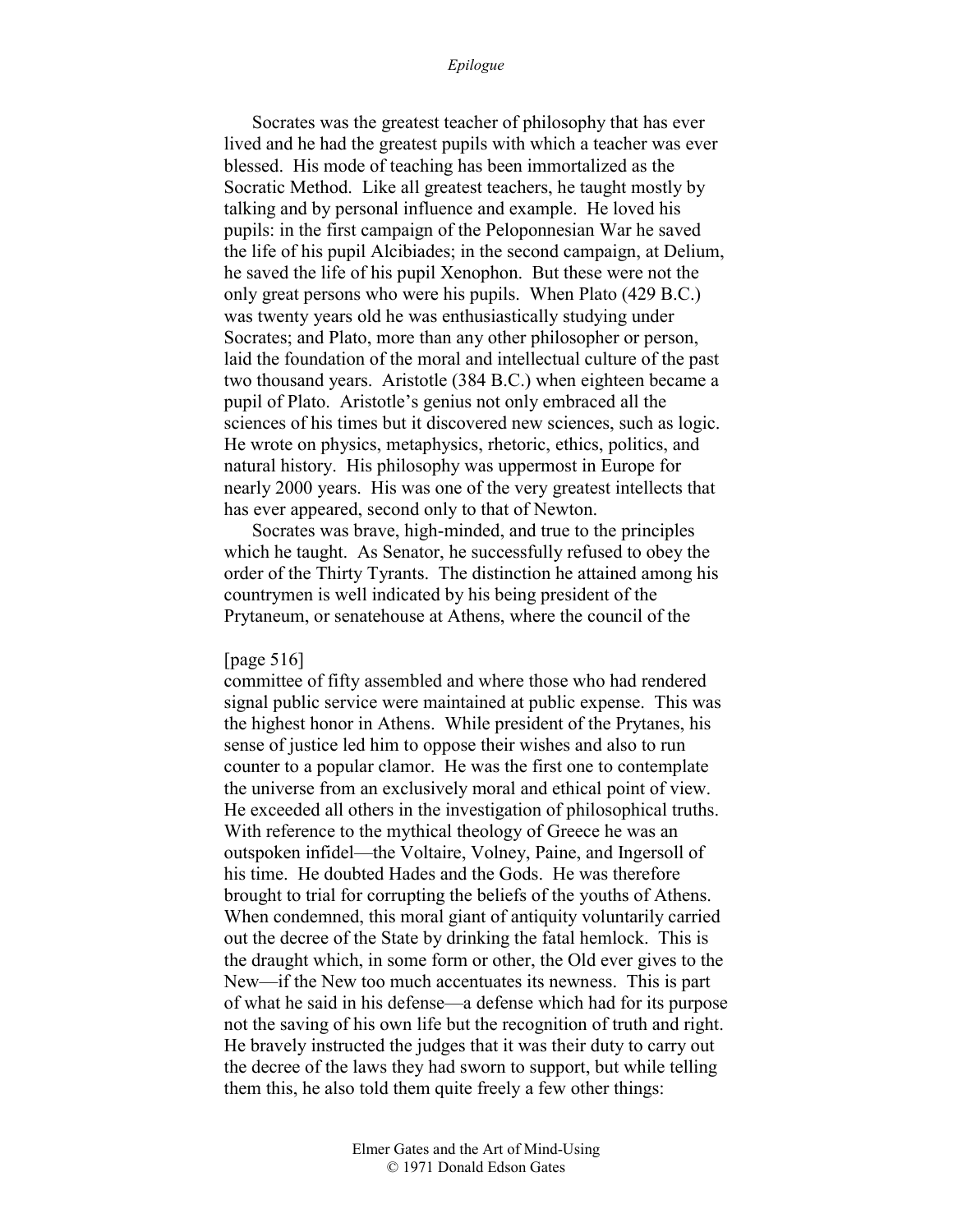Socrates was the greatest teacher of philosophy that has ever lived and he had the greatest pupils with which a teacher was ever blessed. His mode of teaching has been immortalized as the Socratic Method. Like all greatest teachers, he taught mostly by talking and by personal influence and example. He loved his pupils: in the first campaign of the Peloponnesian War he saved the life of his pupil Alcibiades; in the second campaign, at Delium, he saved the life of his pupil Xenophon. But these were not the only great persons who were his pupils. When Plato (429 B.C.) was twenty years old he was enthusiastically studying under Socrates; and Plato, more than any other philosopher or person, laid the foundation of the moral and intellectual culture of the past two thousand years. Aristotle (384 B.C.) when eighteen became a pupil of Plato. Aristotle's genius not only embraced all the sciences of his times but it discovered new sciences, such as logic. He wrote on physics, metaphysics, rhetoric, ethics, politics, and natural history. His philosophy was uppermost in Europe for nearly 2000 years. His was one of the very greatest intellects that has ever appeared, second only to that of Newton.

Socrates was brave, high-minded, and true to the principles which he taught. As Senator, he successfully refused to obey the order of the Thirty Tyrants. The distinction he attained among his countrymen is well indicated by his being president of the Prytaneum, or senatehouse at Athens, where the council of the

[page 516]

committee of fifty assembled and where those who had rendered signal public service were maintained at public expense. This was the highest honor in Athens. While president of the Prytanes, his sense of justice led him to oppose their wishes and also to run counter to a popular clamor. He was the first one to contemplate the universe from an exclusively moral and ethical point of view. He exceeded all others in the investigation of philosophical truths. With reference to the mythical theology of Greece he was an outspoken infidel—the Voltaire, Volney, Paine, and Ingersoll of his time. He doubted Hades and the Gods. He was therefore brought to trial for corrupting the beliefs of the youths of Athens. When condemned, this moral giant of antiquity voluntarily carried out the decree of the State by drinking the fatal hemlock. This is the draught which, in some form or other, the Old ever gives to the New—if the New too much accentuates its newness. This is part of what he said in his defense—a defense which had for its purpose not the saving of his own life but the recognition of truth and right. He bravely instructed the judges that it was their duty to carry out the decree of the laws they had sworn to support, but while telling them this, he also told them quite freely a few other things: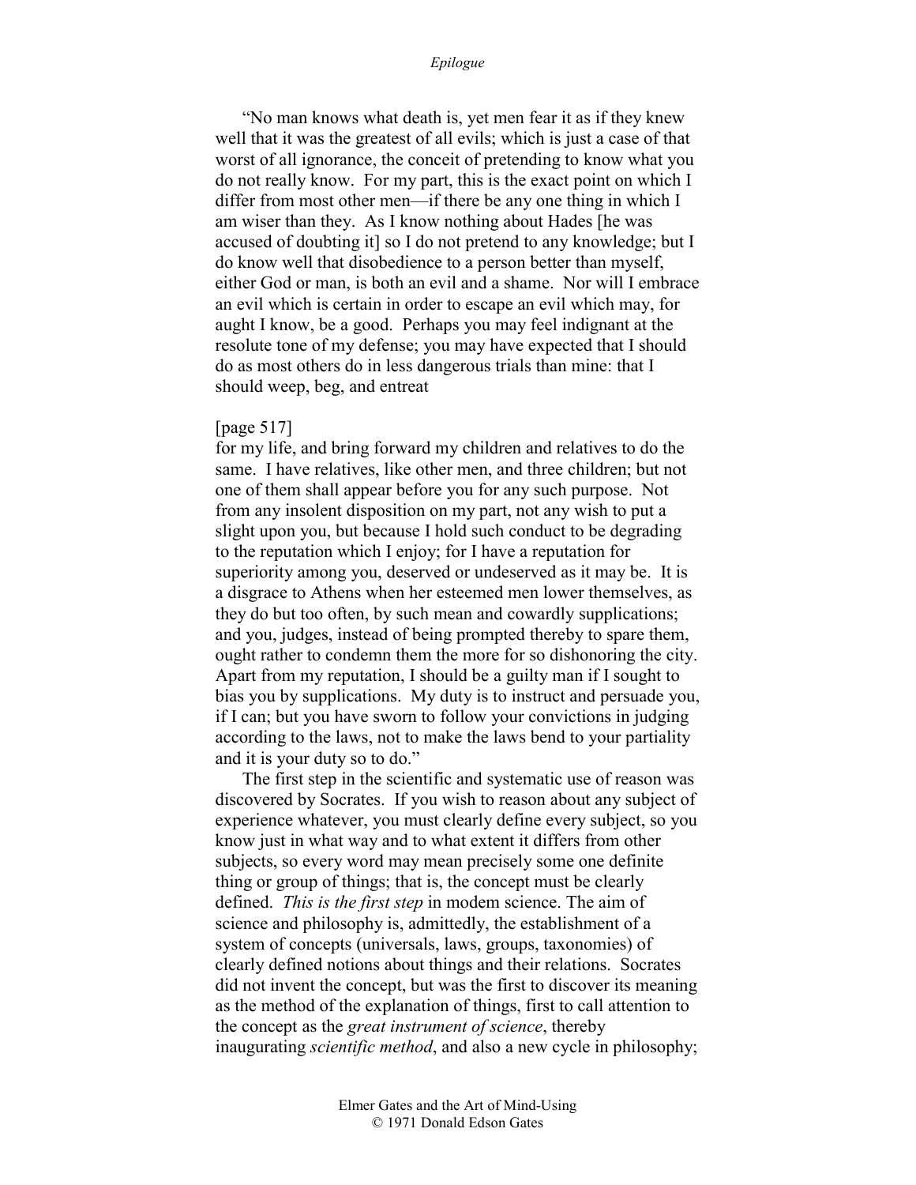"No man knows what death is, yet men fear it as if they knew well that it was the greatest of all evils; which is just a case of that worst of all ignorance, the conceit of pretending to know what you do not really know. For my part, this is the exact point on which I differ from most other men—if there be any one thing in which I am wiser than they. As I know nothing about Hades [he was accused of doubting it] so I do not pretend to any knowledge; but I do know well that disobedience to a person better than myself, either God or man, is both an evil and a shame. Nor will I embrace an evil which is certain in order to escape an evil which may, for aught I know, be a good. Perhaps you may feel indignant at the resolute tone of my defense; you may have expected that I should do as most others do in less dangerous trials than mine: that I should weep, beg, and entreat

[page 517]

for my life, and bring forward my children and relatives to do the same. I have relatives, like other men, and three children; but not one of them shall appear before you for any such purpose. Not from any insolent disposition on my part, not any wish to put a slight upon you, but because I hold such conduct to be degrading to the reputation which I enjoy; for I have a reputation for superiority among you, deserved or undeserved as it may be. It is a disgrace to Athens when her esteemed men lower themselves, as they do but too often, by such mean and cowardly supplications; and you, judges, instead of being prompted thereby to spare them, ought rather to condemn them the more for so dishonoring the city. Apart from my reputation, I should be a guilty man if I sought to bias you by supplications. My duty is to instruct and persuade you, if I can; but you have sworn to follow your convictions in judging according to the laws, not to make the laws bend to your partiality and it is your duty so to do."

The first step in the scientific and systematic use of reason was discovered by Socrates. If you wish to reason about any subject of experience whatever, you must clearly define every subject, so you know just in what way and to what extent it differs from other subjects, so every word may mean precisely some one definite thing or group of things; that is, the concept must be clearly defined. *This is the first step* in modem science. The aim of science and philosophy is, admittedly, the establishment of a system of concepts (universals, laws, groups, taxonomies) of clearly defined notions about things and their relations. Socrates did not invent the concept, but was the first to discover its meaning as the method of the explanation of things, first to call attention to the concept as the *great instrument of science*, thereby inaugurating *scientific method*, and also a new cycle in philosophy;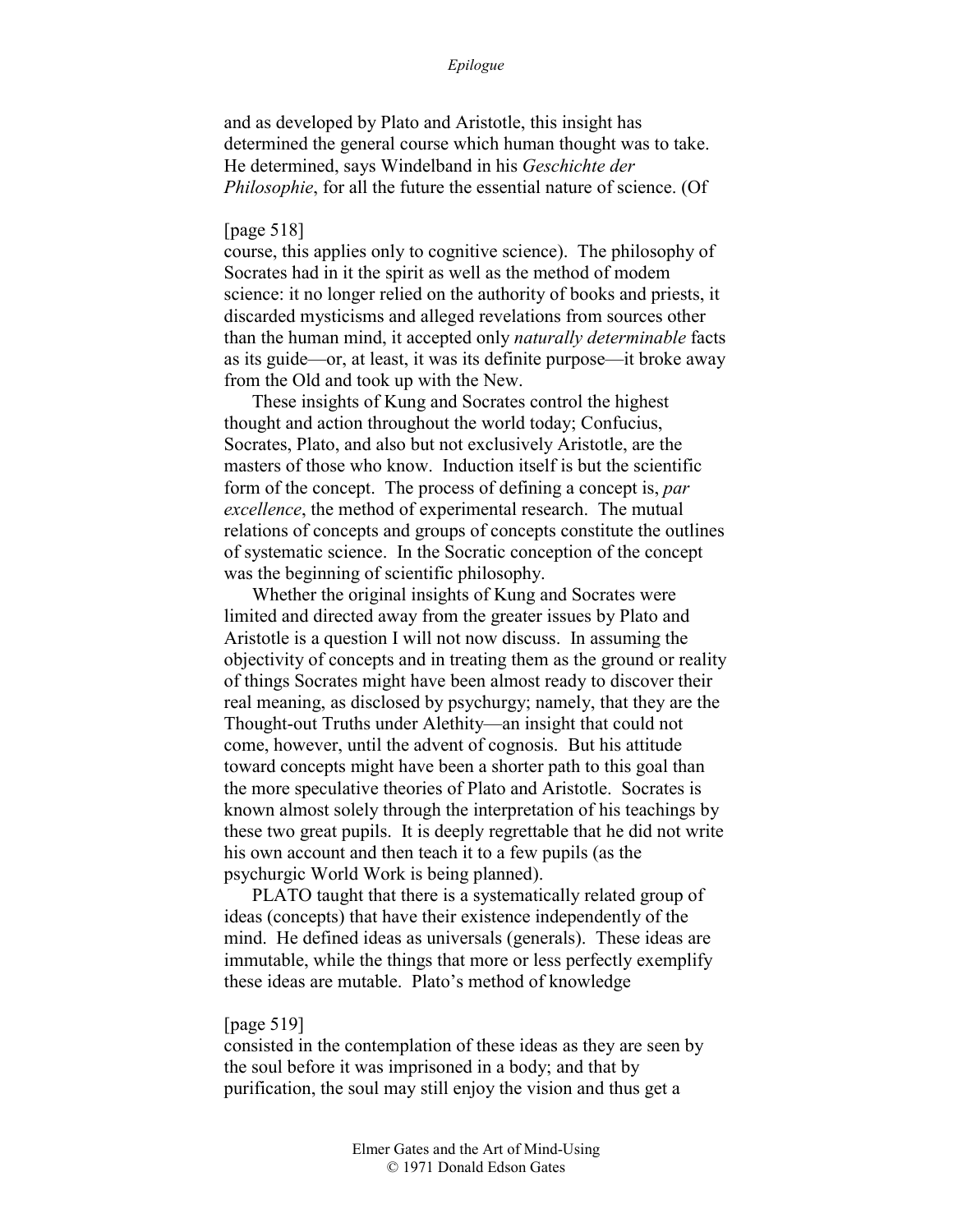and as developed by Plato and Aristotle, this insight has determined the general course which human thought was to take. He determined, says Windelband in his *Geschichte der Philosophie*, for all the future the essential nature of science. (Of

[page 518]
course, this applies only to cognitive science). The philosophy of Socrates had in it the spirit as well as the method of modem science: it no longer relied on the authority of books and priests, it discarded mysticisms and alleged revelations from sources other than the human mind, it accepted only *naturally determinable* facts as its guide—or, at least, it was its definite purpose—it broke away from the Old and took up with the New.

These insights of Kung and Socrates control the highest thought and action throughout the world today; Confucius, Socrates, Plato, and also but not exclusively Aristotle, are the masters of those who know. Induction itself is but the scientific form of the concept. The process of defining a concept is, *par excellence*, the method of experimental research. The mutual relations of concepts and groups of concepts constitute the outlines of systematic science. In the Socratic conception of the concept was the beginning of scientific philosophy.

Whether the original insights of Kung and Socrates were limited and directed away from the greater issues by Plato and Aristotle is a question I will not now discuss. In assuming the objectivity of concepts and in treating them as the ground or reality of things Socrates might have been almost ready to discover their real meaning, as disclosed by psychurgy; namely, that they are the Thought-out Truths under Alethity—an insight that could not come, however, until the advent of cognosis. But his attitude toward concepts might have been a shorter path to this goal than the more speculative theories of Plato and Aristotle. Socrates is known almost solely through the interpretation of his teachings by these two great pupils. It is deeply regrettable that he did not write his own account and then teach it to a few pupils (as the psychurgic World Work is being planned).

PLATO taught that there is a systematically related group of ideas (concepts) that have their existence independently of the mind. He defined ideas as universals (generals). These ideas are immutable, while the things that more or less perfectly exemplify these ideas are mutable. Plato's method of knowledge

[page 519]
consisted in the contemplation of these ideas as they are seen by the soul before it was imprisoned in a body; and that by purification, the soul may still enjoy the vision and thus get a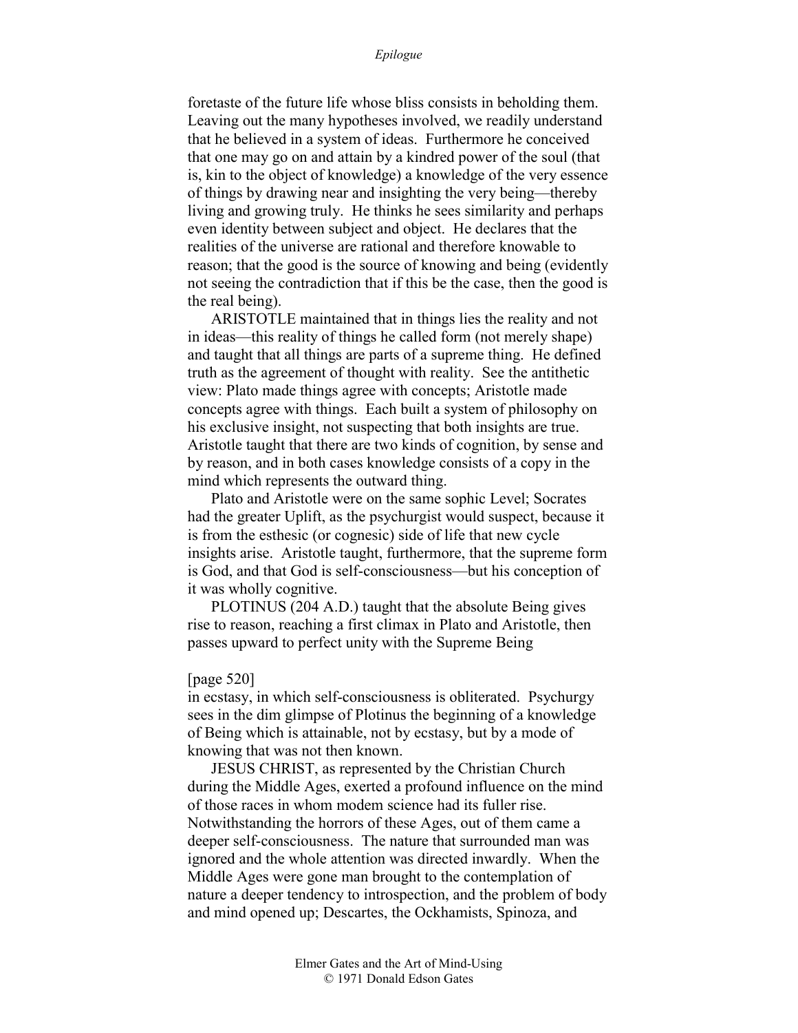foretaste of the future life whose bliss consists in beholding them. Leaving out the many hypotheses involved, we readily understand that he believed in a system of ideas. Furthermore he conceived that one may go on and attain by a kindred power of the soul (that is, kin to the object of knowledge) a knowledge of the very essence of things by drawing near and insighting the very being—thereby living and growing truly. He thinks he sees similarity and perhaps even identity between subject and object. He declares that the realities of the universe are rational and therefore knowable to reason; that the good is the source of knowing and being (evidently not seeing the contradiction that if this be the case, then the good is the real being).

ARISTOTLE maintained that in things lies the reality and not in ideas—this reality of things he called form (not merely shape) and taught that all things are parts of a supreme thing. He defined truth as the agreement of thought with reality. See the antithetic view: Plato made things agree with concepts; Aristotle made concepts agree with things. Each built a system of philosophy on his exclusive insight, not suspecting that both insights are true. Aristotle taught that there are two kinds of cognition, by sense and by reason, and in both cases knowledge consists of a copy in the mind which represents the outward thing.

Plato and Aristotle were on the same sophic Level; Socrates had the greater Uplift, as the psychurgist would suspect, because it is from the esthesic (or cognesic) side of life that new cycle insights arise. Aristotle taught, furthermore, that the supreme form is God, and that God is self-consciousness—but his conception of it was wholly cognitive.

PLOTINUS (204 A.D.) taught that the absolute Being gives rise to reason, reaching a first climax in Plato and Aristotle, then passes upward to perfect unity with the Supreme Being

[page 520]

in ecstasy, in which self-consciousness is obliterated. Psychurgy sees in the dim glimpse of Plotinus the beginning of a knowledge of Being which is attainable, not by ecstasy, but by a mode of knowing that was not then known.

JESUS CHRIST, as represented by the Christian Church during the Middle Ages, exerted a profound influence on the mind of those races in whom modem science had its fuller rise. Notwithstanding the horrors of these Ages, out of them came a deeper self-consciousness. The nature that surrounded man was ignored and the whole attention was directed inwardly. When the Middle Ages were gone man brought to the contemplation of nature a deeper tendency to introspection, and the problem of body and mind opened up; Descartes, the Ockhamists, Spinoza, and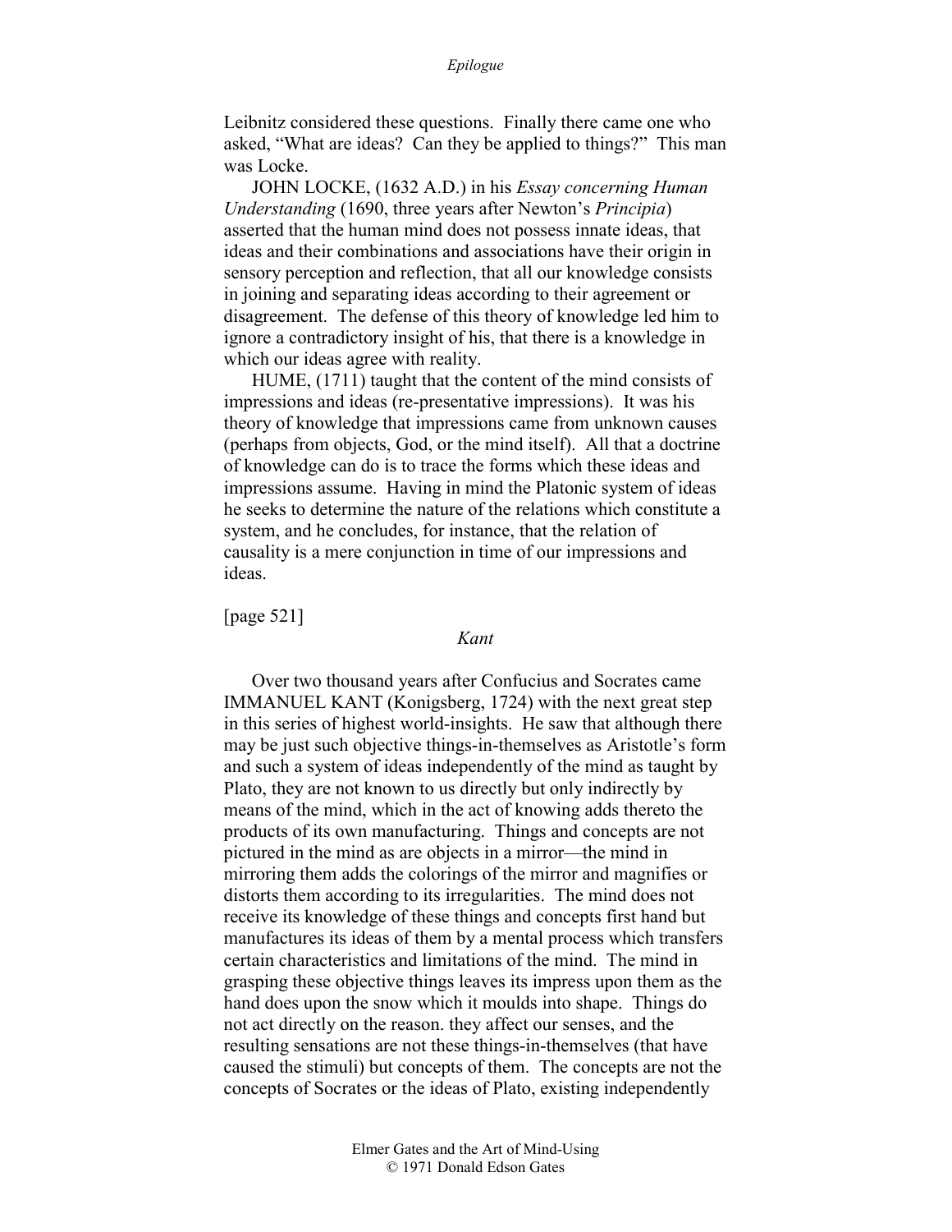Leibnitz considered these questions. Finally there came one who asked, "What are ideas? Can they be applied to things?" This man was Locke.

JOHN LOCKE, (1632 A.D.) in his *Essay concerning Human Understanding* (1690, three years after Newton's *Principia*) asserted that the human mind does not possess innate ideas, that ideas and their combinations and associations have their origin in sensory perception and reflection, that all our knowledge consists in joining and separating ideas according to their agreement or disagreement. The defense of this theory of knowledge led him to ignore a contradictory insight of his, that there is a knowledge in which our ideas agree with reality.

HUME, (1711) taught that the content of the mind consists of impressions and ideas (re-presentative impressions). It was his theory of knowledge that impressions came from unknown causes (perhaps from objects, God, or the mind itself). All that a doctrine of knowledge can do is to trace the forms which these ideas and impressions assume. Having in mind the Platonic system of ideas he seeks to determine the nature of the relations which constitute a system, and he concludes, for instance, that the relation of causality is a mere conjunction in time of our impressions and ideas.

[page 521]

### *Kant*

Over two thousand years after Confucius and Socrates came IMMANUEL KANT (Konigsberg, 1724) with the next great step in this series of highest world-insights. He saw that although there may be just such objective things-in-themselves as Aristotle's form and such a system of ideas independently of the mind as taught by Plato, they are not known to us directly but only indirectly by means of the mind, which in the act of knowing adds thereto the products of its own manufacturing. Things and concepts are not pictured in the mind as are objects in a mirror—the mind in mirroring them adds the colorings of the mirror and magnifies or distorts them according to its irregularities. The mind does not receive its knowledge of these things and concepts first hand but manufactures its ideas of them by a mental process which transfers certain characteristics and limitations of the mind. The mind in grasping these objective things leaves its impress upon them as the hand does upon the snow which it moulds into shape. Things do not act directly on the reason. they affect our senses, and the resulting sensations are not these things-in-themselves (that have caused the stimuli) but concepts of them. The concepts are not the concepts of Socrates or the ideas of Plato, existing independently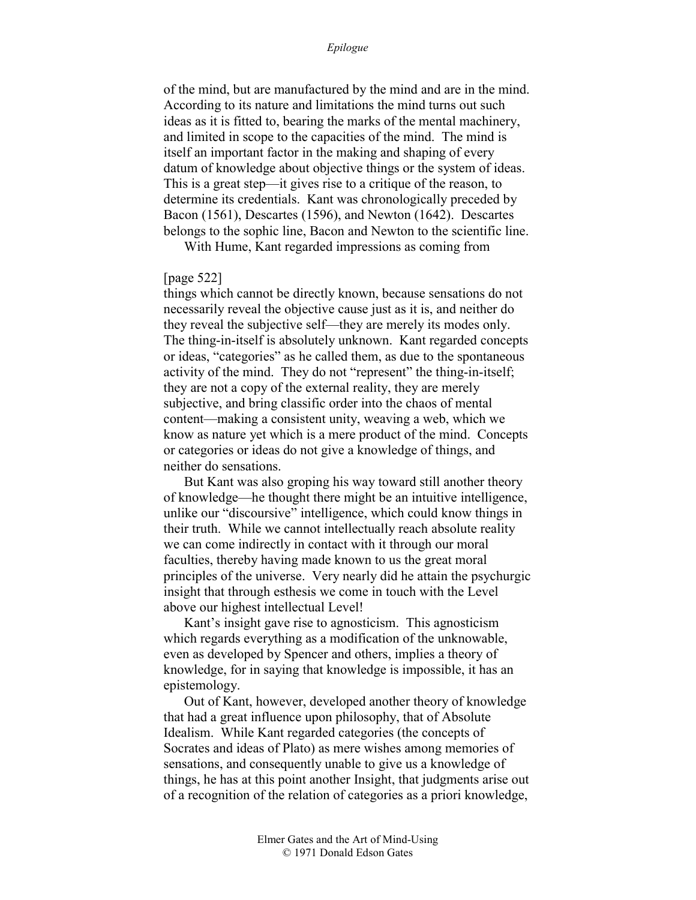of the mind, but are manufactured by the mind and are in the mind. According to its nature and limitations the mind turns out such ideas as it is fitted to, bearing the marks of the mental machinery, and limited in scope to the capacities of the mind. The mind is itself an important factor in the making and shaping of every datum of knowledge about objective things or the system of ideas. This is a great step—it gives rise to a critique of the reason, to determine its credentials. Kant was chronologically preceded by Bacon (1561), Descartes (1596), and Newton (1642). Descartes belongs to the sophic line, Bacon and Newton to the scientific line.

With Hume, Kant regarded impressions as coming from

[page 522]

things which cannot be directly known, because sensations do not necessarily reveal the objective cause just as it is, and neither do they reveal the subjective self—they are merely its modes only. The thing-in-itself is absolutely unknown. Kant regarded concepts or ideas, "categories" as he called them, as due to the spontaneous activity of the mind. They do not "represent" the thing-in-itself; they are not a copy of the external reality, they are merely subjective, and bring classific order into the chaos of mental content—making a consistent unity, weaving a web, which we know as nature yet which is a mere product of the mind. Concepts or categories or ideas do not give a knowledge of things, and neither do sensations.

But Kant was also groping his way toward still another theory of knowledge—he thought there might be an intuitive intelligence, unlike our "discoursive" intelligence, which could know things in their truth. While we cannot intellectually reach absolute reality we can come indirectly in contact with it through our moral faculties, thereby having made known to us the great moral principles of the universe. Very nearly did he attain the psychurgic insight that through esthesis we come in touch with the Level above our highest intellectual Level!

Kant's insight gave rise to agnosticism. This agnosticism which regards everything as a modification of the unknowable, even as developed by Spencer and others, implies a theory of knowledge, for in saying that knowledge is impossible, it has an epistemology.

Out of Kant, however, developed another theory of knowledge that had a great influence upon philosophy, that of Absolute Idealism. While Kant regarded categories (the concepts of Socrates and ideas of Plato) as mere wishes among memories of sensations, and consequently unable to give us a knowledge of things, he has at this point another Insight, that judgments arise out of a recognition of the relation of categories as a priori knowledge,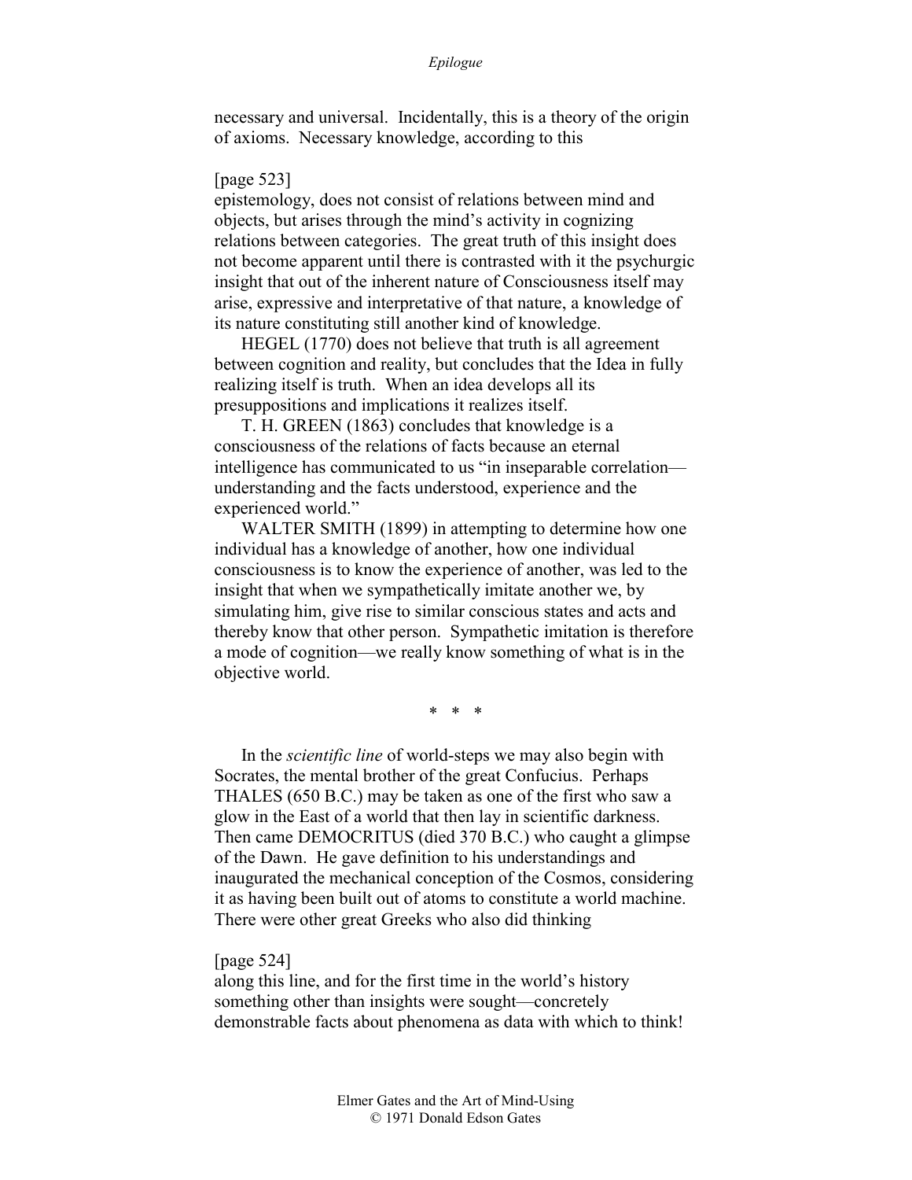necessary and universal. Incidentally, this is a theory of the origin of axioms. Necessary knowledge, according to this

[page 523]
epistemology, does not consist of relations between mind and objects, but arises through the mind's activity in cognizing relations between categories. The great truth of this insight does not become apparent until there is contrasted with it the psychurgic insight that out of the inherent nature of Consciousness itself may arise, expressive and interpretative of that nature, a knowledge of its nature constituting still another kind of knowledge.

HEGEL (1770) does not believe that truth is all agreement between cognition and reality, but concludes that the Idea in fully realizing itself is truth. When an idea develops all its presuppositions and implications it realizes itself.

T. H. GREEN (1863) concludes that knowledge is a consciousness of the relations of facts because an eternal intelligence has communicated to us "in inseparable correlation—understanding and the facts understood, experience and the experienced world."

WALTER SMITH (1899) in attempting to determine how one individual has a knowledge of another, how one individual consciousness is to know the experience of another, was led to the insight that when we sympathetically imitate another we, by simulating him, give rise to similar conscious states and acts and thereby know that other person. Sympathetic imitation is therefore a mode of cognition—we really know something of what is in the objective world.

\* \* \*

In the *scientific line* of world-steps we may also begin with Socrates, the mental brother of the great Confucius. Perhaps THALES (650 B.C.) may be taken as one of the first who saw a glow in the East of a world that then lay in scientific darkness. Then came DEMOCRITUS (died 370 B.C.) who caught a glimpse of the Dawn. He gave definition to his understandings and inaugurated the mechanical conception of the Cosmos, considering it as having been built out of atoms to constitute a world machine. There were other great Greeks who also did thinking

[page 524]
along this line, and for the first time in the world's history something other than insights were sought—concretely demonstrable facts about phenomena as data with which to think!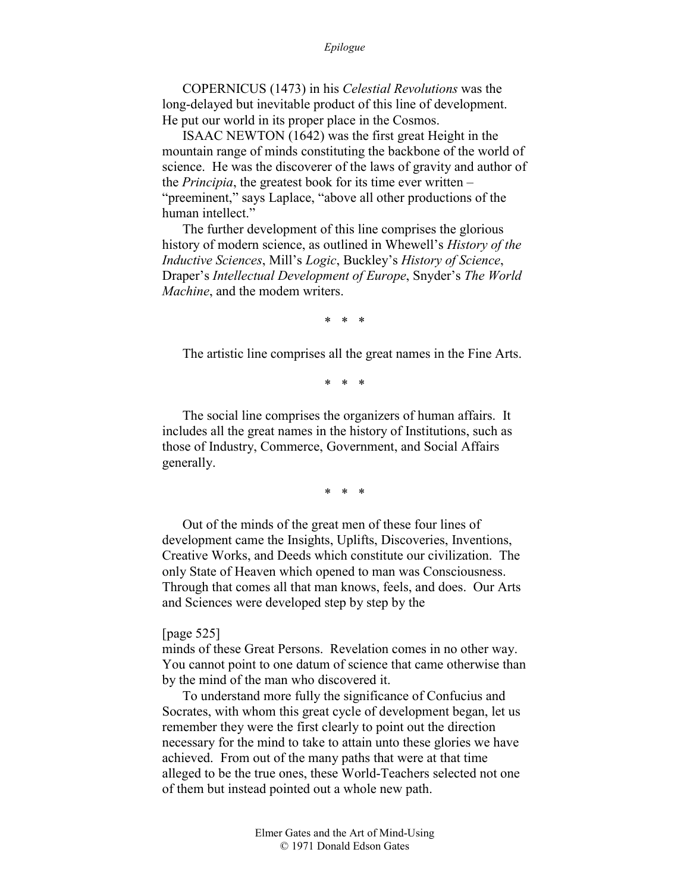COPERNICUS (1473) in his *Celestial Revolutions* was the long-delayed but inevitable product of this line of development. He put our world in its proper place in the Cosmos.

ISAAC NEWTON (1642) was the first great Height in the mountain range of minds constituting the backbone of the world of science. He was the discoverer of the laws of gravity and author of the *Principia*, the greatest book for its time ever written – "preeminent," says Laplace, "above all other productions of the human intellect."

The further development of this line comprises the glorious history of modern science, as outlined in Whewell's *History of the Inductive Sciences*, Mill's *Logic*, Buckley's *History of Science*, Draper's *Intellectual Development of Europe*, Snyder's *The World Machine*, and the modem writers.

\* \* \*

The artistic line comprises all the great names in the Fine Arts.

\* \* \*

The social line comprises the organizers of human affairs. It includes all the great names in the history of Institutions, such as those of Industry, Commerce, Government, and Social Affairs generally.

\* \* \*

Out of the minds of the great men of these four lines of development came the Insights, Uplifts, Discoveries, Inventions, Creative Works, and Deeds which constitute our civilization. The only State of Heaven which opened to man was Consciousness. Through that comes all that man knows, feels, and does. Our Arts and Sciences were developed step by step by the

[page 525]
minds of these Great Persons. Revelation comes in no other way. You cannot point to one datum of science that came otherwise than by the mind of the man who discovered it.

To understand more fully the significance of Confucius and Socrates, with whom this great cycle of development began, let us remember they were the first clearly to point out the direction necessary for the mind to take to attain unto these glories we have achieved. From out of the many paths that were at that time alleged to be the true ones, these World-Teachers selected not one of them but instead pointed out a whole new path.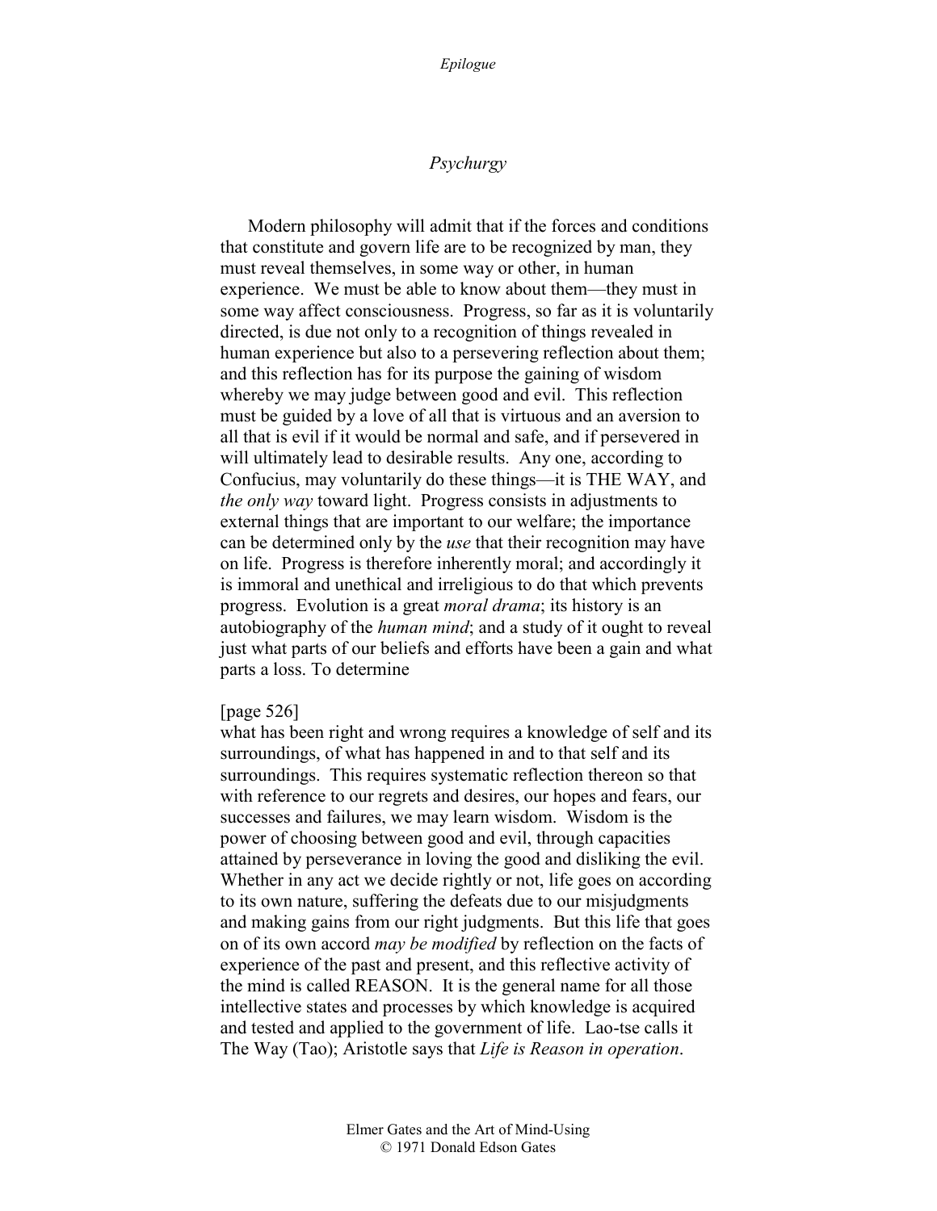## *Psychurgy*

Modern philosophy will admit that if the forces and conditions that constitute and govern life are to be recognized by man, they must reveal themselves, in some way or other, in human experience. We must be able to know about them—they must in some way affect consciousness. Progress, so far as it is voluntarily directed, is due not only to a recognition of things revealed in human experience but also to a persevering reflection about them; and this reflection has for its purpose the gaining of wisdom whereby we may judge between good and evil. This reflection must be guided by a love of all that is virtuous and an aversion to all that is evil if it would be normal and safe, and if persevered in will ultimately lead to desirable results. Any one, according to Confucius, may voluntarily do these things—it is THE WAY, and *the only way* toward light. Progress consists in adjustments to external things that are important to our welfare; the importance can be determined only by the *use* that their recognition may have on life. Progress is therefore inherently moral; and accordingly it is immoral and unethical and irreligious to do that which prevents progress. Evolution is a great *moral drama*; its history is an autobiography of the *human mind*; and a study of it ought to reveal just what parts of our beliefs and efforts have been a gain and what parts a loss. To determine

[page 526]
what has been right and wrong requires a knowledge of self and its surroundings, of what has happened in and to that self and its surroundings. This requires systematic reflection thereon so that with reference to our regrets and desires, our hopes and fears, our successes and failures, we may learn wisdom. Wisdom is the power of choosing between good and evil, through capacities attained by perseverance in loving the good and disliking the evil. Whether in any act we decide rightly or not, life goes on according to its own nature, suffering the defeats due to our misjudgments and making gains from our right judgments. But this life that goes on of its own accord *may be modified* by reflection on the facts of experience of the past and present, and this reflective activity of the mind is called REASON. It is the general name for all those intellective states and processes by which knowledge is acquired and tested and applied to the government of life. Lao-tse calls it The Way (Tao); Aristotle says that *Life is Reason in operation*.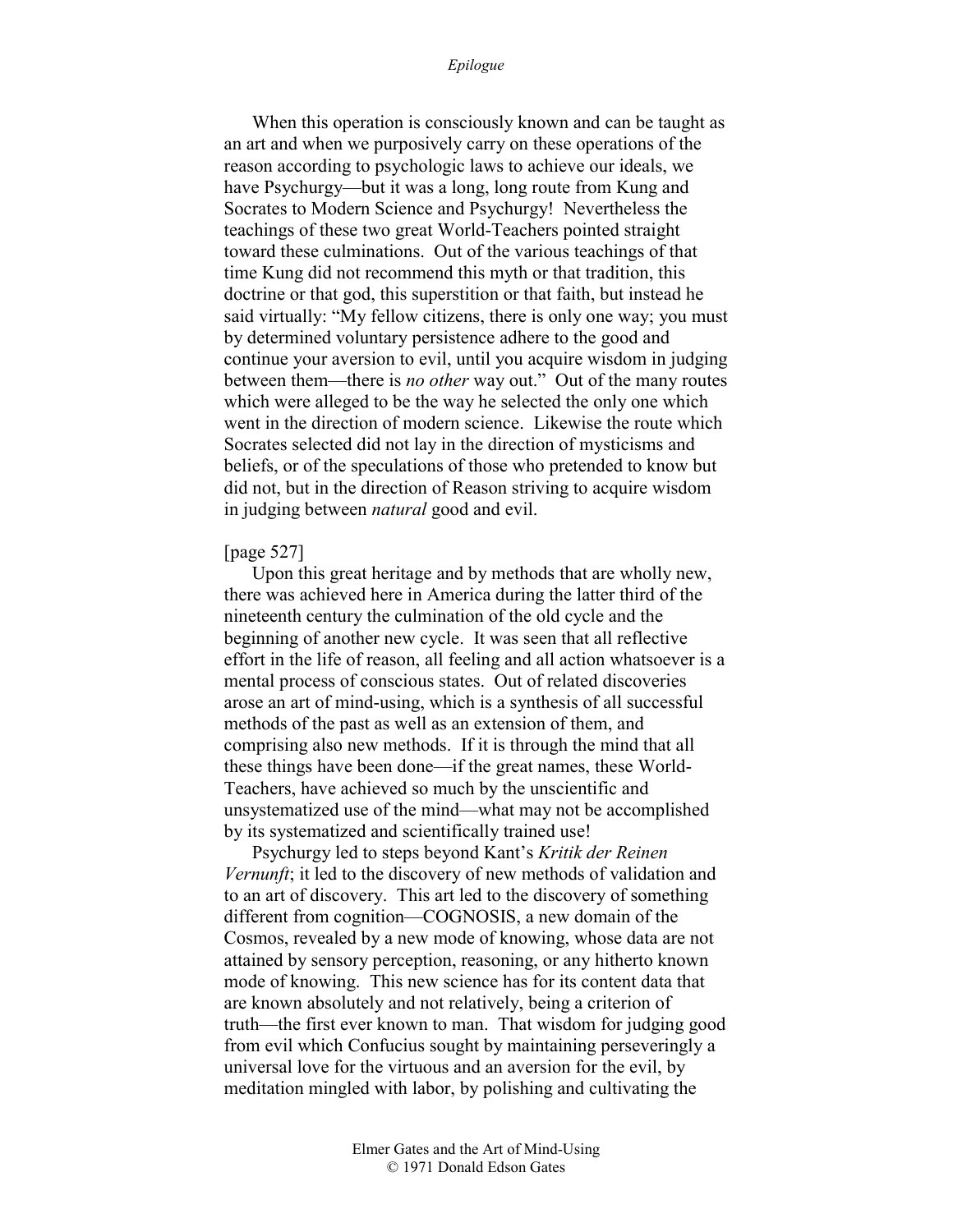When this operation is consciously known and can be taught as an art and when we purposively carry on these operations of the reason according to psychologic laws to achieve our ideals, we have Psychurgy—but it was a long, long route from Kung and Socrates to Modern Science and Psychurgy! Nevertheless the teachings of these two great World-Teachers pointed straight toward these culminations. Out of the various teachings of that time Kung did not recommend this myth or that tradition, this doctrine or that god, this superstition or that faith, but instead he said virtually: "My fellow citizens, there is only one way; you must by determined voluntary persistence adhere to the good and continue your aversion to evil, until you acquire wisdom in judging between them—there is *no other* way out." Out of the many routes which were alleged to be the way he selected the only one which went in the direction of modern science. Likewise the route which Socrates selected did not lay in the direction of mysticisms and beliefs, or of the speculations of those who pretended to know but did not, but in the direction of Reason striving to acquire wisdom in judging between *natural* good and evil.

[page 527]

Upon this great heritage and by methods that are wholly new, there was achieved here in America during the latter third of the nineteenth century the culmination of the old cycle and the beginning of another new cycle. It was seen that all reflective effort in the life of reason, all feeling and all action whatsoever is a mental process of conscious states. Out of related discoveries arose an art of mind-using, which is a synthesis of all successful methods of the past as well as an extension of them, and comprising also new methods. If it is through the mind that all these things have been done—if the great names, these World-Teachers, have achieved so much by the unscientific and unsystematized use of the mind—what may not be accomplished by its systematized and scientifically trained use!

Psychurgy led to steps beyond Kant's *Kritik der Reinen Vernunft*; it led to the discovery of new methods of validation and to an art of discovery. This art led to the discovery of something different from cognition—COGNOSIS, a new domain of the Cosmos, revealed by a new mode of knowing, whose data are not attained by sensory perception, reasoning, or any hitherto known mode of knowing. This new science has for its content data that are known absolutely and not relatively, being a criterion of truth—the first ever known to man. That wisdom for judging good from evil which Confucius sought by maintaining perseveringly a universal love for the virtuous and an aversion for the evil, by meditation mingled with labor, by polishing and cultivating the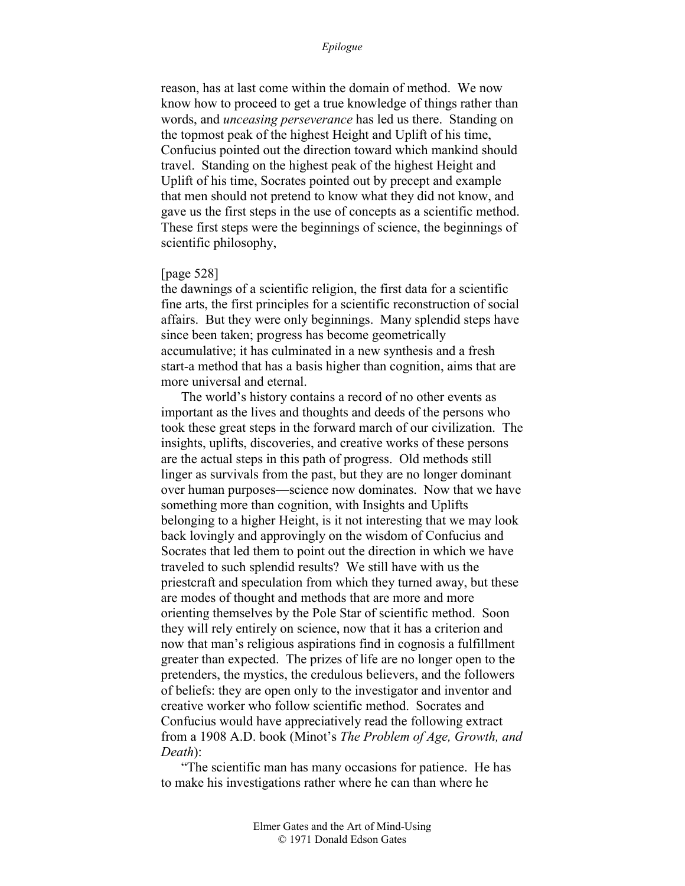reason, has at last come within the domain of method. We now know how to proceed to get a true knowledge of things rather than words, and *unceasing perseverance* has led us there. Standing on the topmost peak of the highest Height and Uplift of his time, Confucius pointed out the direction toward which mankind should travel. Standing on the highest peak of the highest Height and Uplift of his time, Socrates pointed out by precept and example that men should not pretend to know what they did not know, and gave us the first steps in the use of concepts as a scientific method. These first steps were the beginnings of science, the beginnings of scientific philosophy,

[page 528]

the dawnings of a scientific religion, the first data for a scientific fine arts, the first principles for a scientific reconstruction of social affairs. But they were only beginnings. Many splendid steps have since been taken; progress has become geometrically accumulative; it has culminated in a new synthesis and a fresh start-a method that has a basis higher than cognition, aims that are more universal and eternal.

The world's history contains a record of no other events as important as the lives and thoughts and deeds of the persons who took these great steps in the forward march of our civilization. The insights, uplifts, discoveries, and creative works of these persons are the actual steps in this path of progress. Old methods still linger as survivals from the past, but they are no longer dominant over human purposes—science now dominates. Now that we have something more than cognition, with Insights and Uplifts belonging to a higher Height, is it not interesting that we may look back lovingly and approvingly on the wisdom of Confucius and Socrates that led them to point out the direction in which we have traveled to such splendid results? We still have with us the priestcraft and speculation from which they turned away, but these are modes of thought and methods that are more and more orienting themselves by the Pole Star of scientific method. Soon they will rely entirely on science, now that it has a criterion and now that man's religious aspirations find in cognosis a fulfillment greater than expected. The prizes of life are no longer open to the pretenders, the mystics, the credulous believers, and the followers of beliefs: they are open only to the investigator and inventor and creative worker who follow scientific method. Socrates and Confucius would have appreciatively read the following extract from a 1908 A.D. book (Minot's *The Problem of Age, Growth, and Death*):

"The scientific man has many occasions for patience. He has to make his investigations rather where he can than where he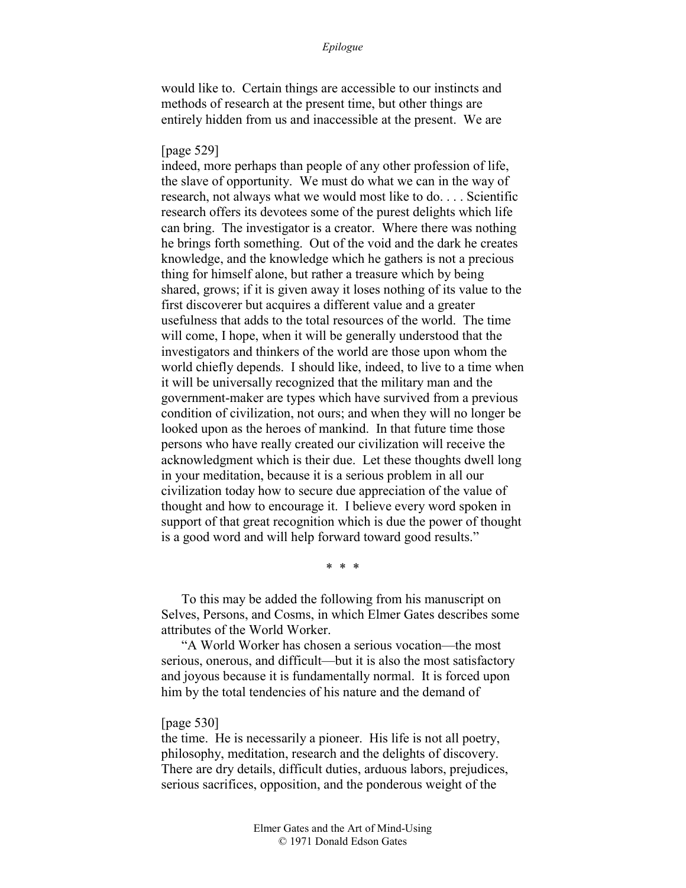would like to. Certain things are accessible to our instincts and methods of research at the present time, but other things are entirely hidden from us and inaccessible at the present. We are

[page 529]
indeed, more perhaps than people of any other profession of life, the slave of opportunity. We must do what we can in the way of research, not always what we would most like to do. . . . Scientific research offers its devotees some of the purest delights which life can bring. The investigator is a creator. Where there was nothing he brings forth something. Out of the void and the dark he creates knowledge, and the knowledge which he gathers is not a precious thing for himself alone, but rather a treasure which by being shared, grows; if it is given away it loses nothing of its value to the first discoverer but acquires a different value and a greater usefulness that adds to the total resources of the world. The time will come, I hope, when it will be generally understood that the investigators and thinkers of the world are those upon whom the world chiefly depends. I should like, indeed, to live to a time when it will be universally recognized that the military man and the government-maker are types which have survived from a previous condition of civilization, not ours; and when they will no longer be looked upon as the heroes of mankind. In that future time those persons who have really created our civilization will receive the acknowledgment which is their due. Let these thoughts dwell long in your meditation, because it is a serious problem in all our civilization today how to secure due appreciation of the value of thought and how to encourage it. I believe every word spoken in support of that great recognition which is due the power of thought is a good word and will help forward toward good results."

\* \* \*

To this may be added the following from his manuscript on Selves, Persons, and Cosms, in which Elmer Gates describes some attributes of the World Worker.

"A World Worker has chosen a serious vocation—the most serious, onerous, and difficult—but it is also the most satisfactory and joyous because it is fundamentally normal. It is forced upon him by the total tendencies of his nature and the demand of

[page 530]
the time. He is necessarily a pioneer. His life is not all poetry, philosophy, meditation, research and the delights of discovery. There are dry details, difficult duties, arduous labors, prejudices, serious sacrifices, opposition, and the ponderous weight of the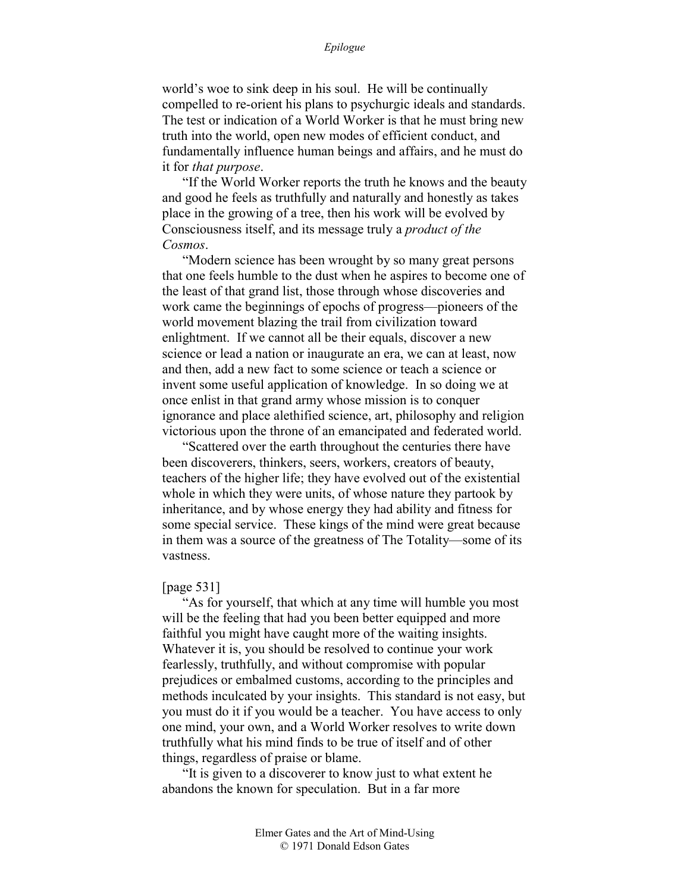world's woe to sink deep in his soul. He will be continually compelled to re-orient his plans to psychurgic ideals and standards. The test or indication of a World Worker is that he must bring new truth into the world, open new modes of efficient conduct, and fundamentally influence human beings and affairs, and he must do it for *that purpose*.

"If the World Worker reports the truth he knows and the beauty and good he feels as truthfully and naturally and honestly as takes place in the growing of a tree, then his work will be evolved by Consciousness itself, and its message truly a *product of the Cosmos*.

"Modern science has been wrought by so many great persons that one feels humble to the dust when he aspires to become one of the least of that grand list, those through whose discoveries and work came the beginnings of epochs of progress—pioneers of the world movement blazing the trail from civilization toward enlightment. If we cannot all be their equals, discover a new science or lead a nation or inaugurate an era, we can at least, now and then, add a new fact to some science or teach a science or invent some useful application of knowledge. In so doing we at once enlist in that grand army whose mission is to conquer ignorance and place alethified science, art, philosophy and religion victorious upon the throne of an emancipated and federated world.

"Scattered over the earth throughout the centuries there have been discoverers, thinkers, seers, workers, creators of beauty, teachers of the higher life; they have evolved out of the existential whole in which they were units, of whose nature they partook by inheritance, and by whose energy they had ability and fitness for some special service. These kings of the mind were great because in them was a source of the greatness of The Totality—some of its vastness.

[page 531]

"As for yourself, that which at any time will humble you most will be the feeling that had you been better equipped and more faithful you might have caught more of the waiting insights. Whatever it is, you should be resolved to continue your work fearlessly, truthfully, and without compromise with popular prejudices or embalmed customs, according to the principles and methods inculcated by your insights. This standard is not easy, but you must do it if you would be a teacher. You have access to only one mind, your own, and a World Worker resolves to write down truthfully what his mind finds to be true of itself and of other things, regardless of praise or blame.

"It is given to a discoverer to know just to what extent he abandons the known for speculation. But in a far more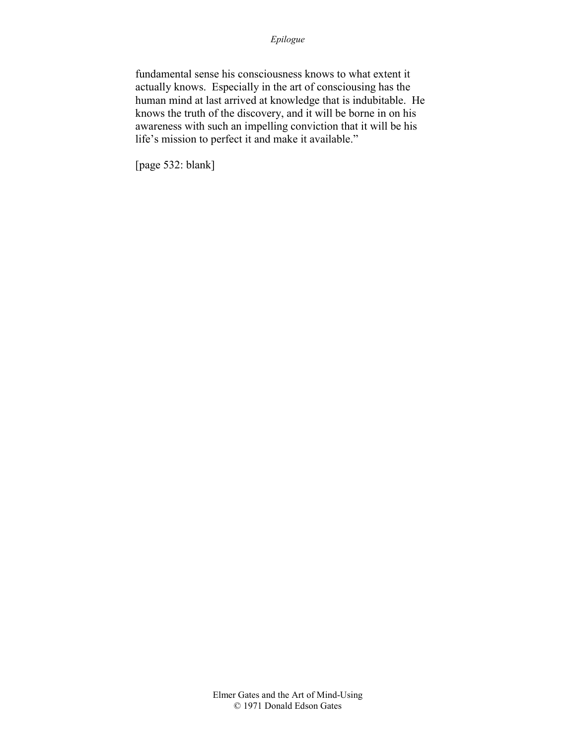fundamental sense his consciousness knows to what extent it actually knows. Especially in the art of consciousing has the human mind at last arrived at knowledge that is indubitable. He knows the truth of the discovery, and it will be borne in on his awareness with such an impelling conviction that it will be his life's mission to perfect it and make it available."

[page 532: blank]